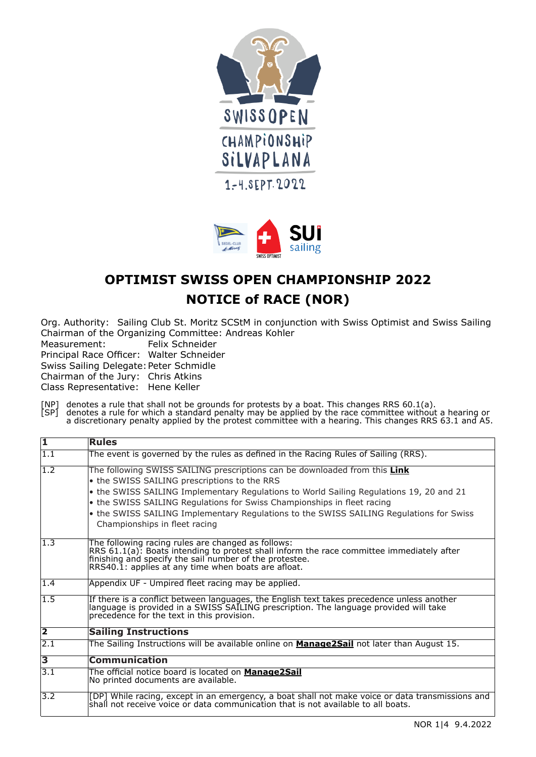# OPTIMIST SWISS OPEN CHAMPIONSHIP 2022

# NOTICE of RACE (NOR)

Org. Authority: Sailing Club St. Moritz SCStM in conjunction with Swiss Optimist and Swiss Sailing
Chairman of the Organizing Committee: Andreas Kohler
Measurement: Felix Schneider
Principal Race Officer: Walter Schneider
Swiss Sailing Delegate: Peter Schmidle
Chairman of the Jury: Chris Atkins
Class Representative: Hene Keller

[NP] denotes a rule that shall not be grounds for protests by a boat. This changes RRS 60.1(a).
[SP] denotes a rule for which a standard penalty may be applied by the race committee without a hearing or a discretionary penalty applied by the protest committee with a hearing. This changes RRS 63.1 and A5.

| **1** | **Rules** |
|---|---|
| 1.1 | The event is governed by the rules as defined in the Racing Rules of Sailing (RRS). |
| 1.2 | The following SWISS SAILING prescriptions can be downloaded from this **Link**<br>• the SWISS SAILING prescriptions to the RRS<br>• the SWISS SAILING Implementary Regulations to World Sailing Regulations 19, 20 and 21<br>• the SWISS SAILING Regulations for Swiss Championships in fleet racing<br>• the SWISS SAILING Implementary Regulations to the SWISS SAILING Regulations for Swiss Championships in fleet racing |
| 1.3 | The following racing rules are changed as follows:<br>RRS 61.1(a): Boats intending to protest shall inform the race committee immediately after finishing and specify the sail number of the protestee.<br>RRS40.1: applies at any time when boats are afloat. |
| 1.4 | Appendix UF - Umpired fleet racing may be applied. |
| 1.5 | If there is a conflict between languages, the English text takes precedence unless another language is provided in a SWISS SAILING prescription. The language provided will take precedence for the text in this provision. |
| **2** | **Sailing Instructions** |
| 2.1 | The Sailing Instructions will be available online on **Manage2Sail** not later than August 15. |
| **3** | **Communication** |
| 3.1 | The official notice board is located on **Manage2Sail**<br>No printed documents are available. |
| 3.2 | [DP] While racing, except in an emergency, a boat shall not make voice or data transmissions and shall not receive voice or data communication that is not available to all boats. |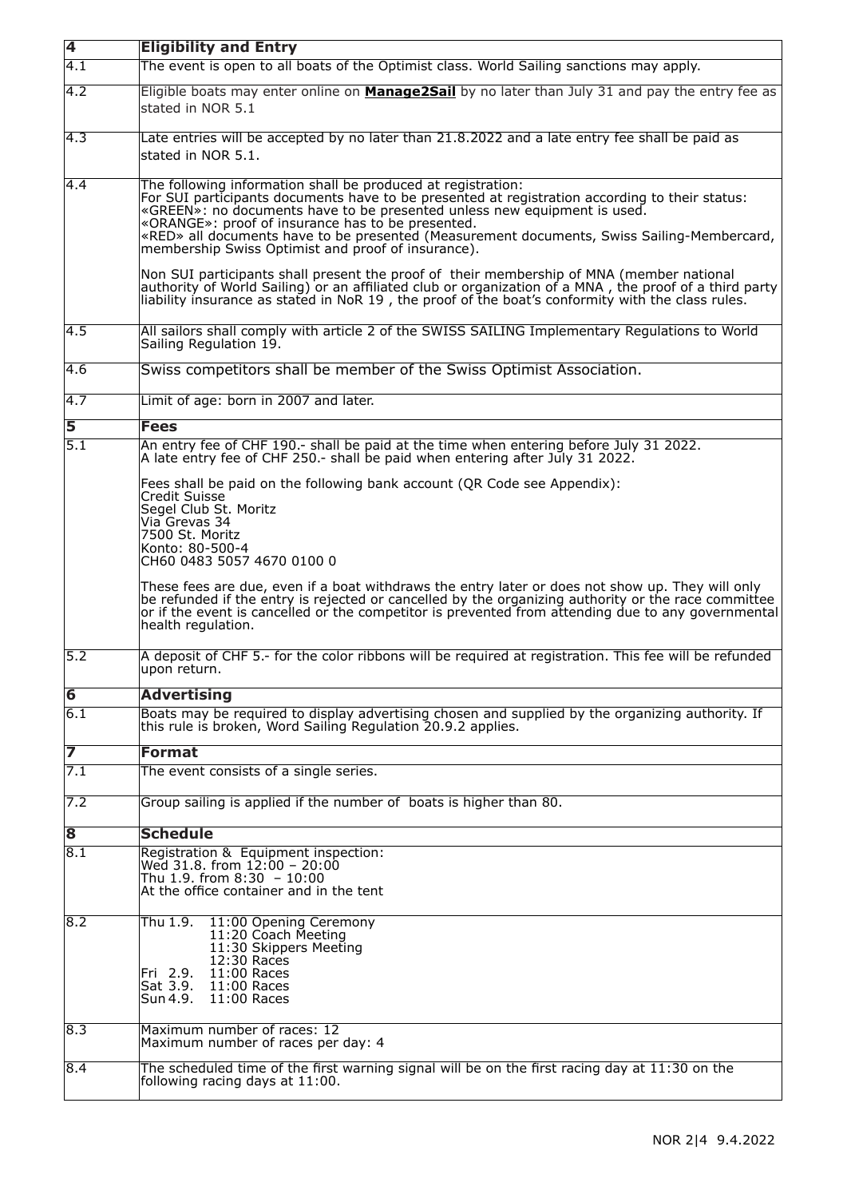| 4 | **Eligibility and Entry** |
|---|---|
| 4.1 | The event is open to all boats of the Optimist class. World Sailing sanctions may apply. |
| 4.2 | Eligible boats may enter online on **Manage2Sail** by no later than July 31 and pay the entry fee as stated in NOR 5.1 |
| 4.3 | Late entries will be accepted by no later than 21.8.2022 and a late entry fee shall be paid as stated in NOR 5.1. |
| 4.4 | The following information shall be produced at registration:<br>For SUI participants documents have to be presented at registration according to their status:<br>«GREEN»: no documents have to be presented unless new equipment is used.<br>«ORANGE»: proof of insurance has to be presented.<br>«RED» all documents have to be presented (Measurement documents, Swiss Sailing-Membercard, membership Swiss Optimist and proof of insurance).<br><br>Non SUI participants shall present the proof of their membership of MNA (member national authority of World Sailing) or an affiliated club or organization of a MNA , the proof of a third party liability insurance as stated in NoR 19 , the proof of the boat's conformity with the class rules. |
| 4.5 | All sailors shall comply with article 2 of the SWISS SAILING Implementary Regulations to World Sailing Regulation 19. |
| 4.6 | Swiss competitors shall be member of the Swiss Optimist Association. |
| 4.7 | Limit of age: born in 2007 and later. |
| **5** | **Fees** |
| 5.1 | An entry fee of CHF 190.- shall be paid at the time when entering before July 31 2022.<br>A late entry fee of CHF 250.- shall be paid when entering after July 31 2022.<br><br>Fees shall be paid on the following bank account (QR Code see Appendix):<br>Credit Suisse<br>Segel Club St. Moritz<br>Via Grevas 34<br>7500 St. Moritz<br>Konto: 80-500-4<br>CH60 0483 5057 4670 0100 0<br><br>These fees are due, even if a boat withdraws the entry later or does not show up. They will only be refunded if the entry is rejected or cancelled by the organizing authority or the race committee or if the event is cancelled or the competitor is prevented from attending due to any governmental health regulation. |
| 5.2 | A deposit of CHF 5.- for the color ribbons will be required at registration. This fee will be refunded upon return. |
| **6** | **Advertising** |
| 6.1 | Boats may be required to display advertising chosen and supplied by the organizing authority. If this rule is broken, Word Sailing Regulation 20.9.2 applies. |
| **7** | **Format** |
| 7.1 | The event consists of a single series. |
| 7.2 | Group sailing is applied if the number of boats is higher than 80. |
| **8** | **Schedule** |
| 8.1 | Registration & Equipment inspection:<br>Wed 31.8. from 12:00 – 20:00<br>Thu 1.9. from 8:30 – 10:00<br>At the office container and in the tent |
| 8.2 | Thu 1.9. 11:00 Opening Ceremony<br>11:20 Coach Meeting<br>11:30 Skippers Meeting<br>12:30 Races<br>Fri 2.9. 11:00 Races<br>Sat 3.9. 11:00 Races<br>Sun 4.9. 11:00 Races |
| 8.3 | Maximum number of races: 12<br>Maximum number of races per day: 4 |
| 8.4 | The scheduled time of the first warning signal will be on the first racing day at 11:30 on the following racing days at 11:00. |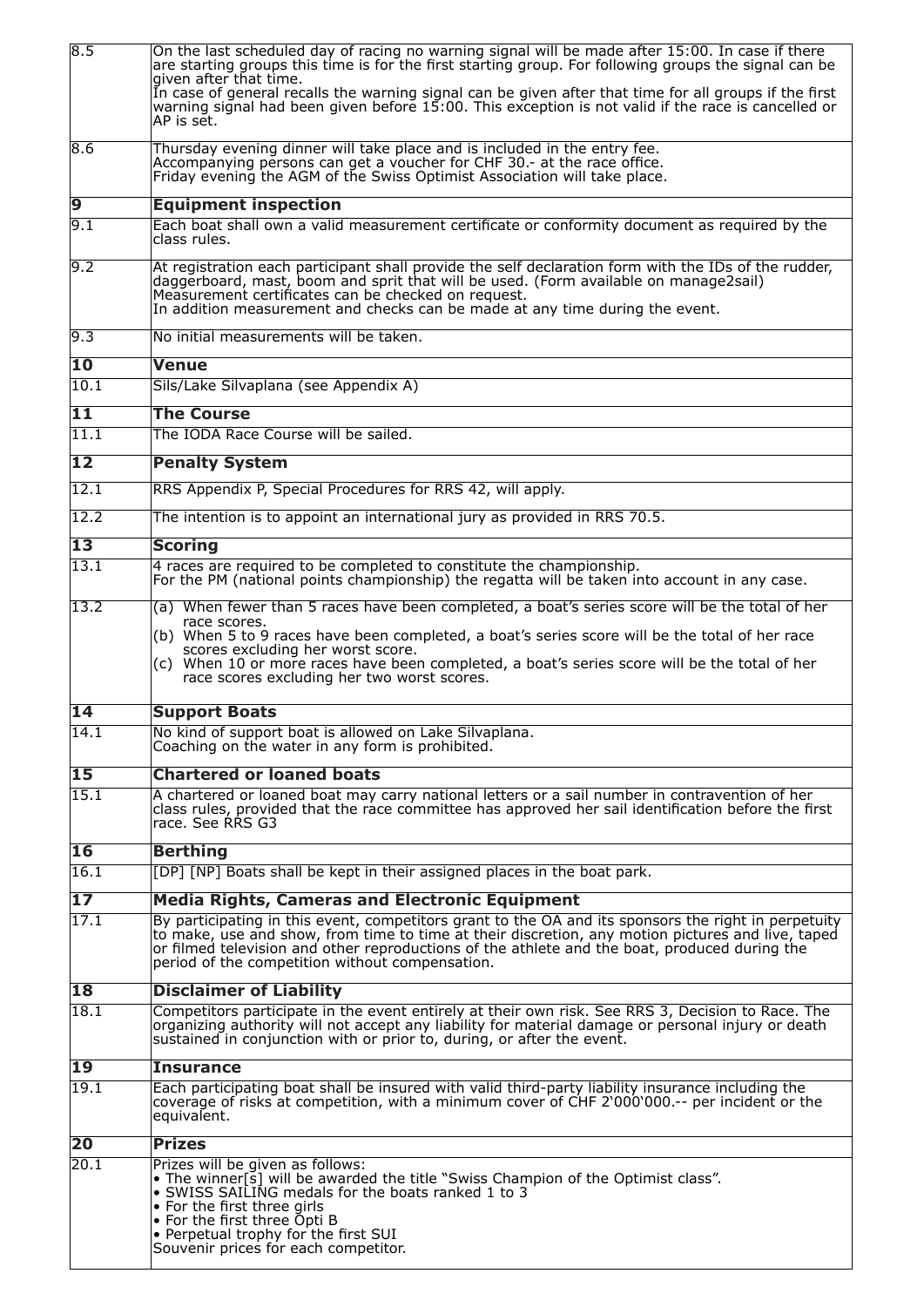| | |
|---|---|
| 8.5 | On the last scheduled day of racing no warning signal will be made after 15:00. In case if there are starting groups this time is for the first starting group. For following groups the signal can be given after that time.<br>In case of general recalls the warning signal can be given after that time for all groups if the first warning signal had been given before 15:00. This exception is not valid if the race is cancelled or AP is set. |
| 8.6 | Thursday evening dinner will take place and is included in the entry fee.<br>Accompanying persons can get a voucher for CHF 30.- at the race office.<br>Friday evening the AGM of the Swiss Optimist Association will take place. |
| **9** | **Equipment inspection** |
| 9.1 | Each boat shall own a valid measurement certificate or conformity document as required by the class rules. |
| 9.2 | At registration each participant shall provide the self declaration form with the IDs of the rudder, daggerboard, mast, boom and sprit that will be used. (Form available on manage2sail)<br>Measurement certificates can be checked on request.<br>In addition measurement and checks can be made at any time during the event. |
| 9.3 | No initial measurements will be taken. |
| **10** | **Venue** |
| 10.1 | Sils/Lake Silvaplana (see Appendix A) |
| **11** | **The Course** |
| 11.1 | The IODA Race Course will be sailed. |
| **12** | **Penalty System** |
| 12.1 | RRS Appendix P, Special Procedures for RRS 42, will apply. |
| 12.2 | The intention is to appoint an international jury as provided in RRS 70.5. |
| **13** | **Scoring** |
| 13.1 | 4 races are required to be completed to constitute the championship.<br>For the PM (national points championship) the regatta will be taken into account in any case. |
| 13.2 | (a) When fewer than 5 races have been completed, a boat's series score will be the total of her race scores.<br>(b) When 5 to 9 races have been completed, a boat's series score will be the total of her race scores excluding her worst score.<br>(c) When 10 or more races have been completed, a boat's series score will be the total of her race scores excluding her two worst scores. |
| **14** | **Support Boats** |
| 14.1 | No kind of support boat is allowed on Lake Silvaplana.<br>Coaching on the water in any form is prohibited. |
| **15** | **Chartered or loaned boats** |
| 15.1 | A chartered or loaned boat may carry national letters or a sail number in contravention of her class rules, provided that the race committee has approved her sail identification before the first race. See RRS G3 |
| **16** | **Berthing** |
| 16.1 | [DP] [NP] Boats shall be kept in their assigned places in the boat park. |
| **17** | **Media Rights, Cameras and Electronic Equipment** |
| 17.1 | By participating in this event, competitors grant to the OA and its sponsors the right in perpetuity to make, use and show, from time to time at their discretion, any motion pictures and live, taped or filmed television and other reproductions of the athlete and the boat, produced during the period of the competition without compensation. |
| **18** | **Disclaimer of Liability** |
| 18.1 | Competitors participate in the event entirely at their own risk. See RRS 3, Decision to Race. The organizing authority will not accept any liability for material damage or personal injury or death sustained in conjunction with or prior to, during, or after the event. |
| **19** | **Insurance** |
| 19.1 | Each participating boat shall be insured with valid third-party liability insurance including the coverage of risks at competition, with a minimum cover of CHF 2'000'000.-- per incident or the equivalent. |
| **20** | **Prizes** |
| 20.1 | Prizes will be given as follows:<br>• The winner[s] will be awarded the title "Swiss Champion of the Optimist class".<br>• SWISS SAILING medals for the boats ranked 1 to 3<br>• For the first three girls<br>• For the first three Opti B<br>• Perpetual trophy for the first SUI<br>Souvenir prices for each competitor. |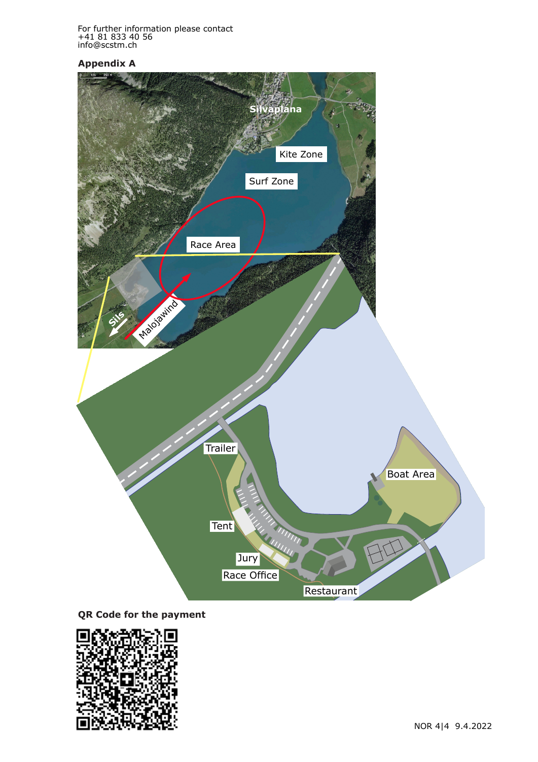For further information please contact
+41 81 833 40 56
info@scstm.ch

**Appendix A**

Silvaplana
Kite Zone
Surf Zone
Race Area
Malojawind
Sils
Trailer
Boat Area
Tent
Jury
Race Office
Restaurant

**QR Code for the payment**